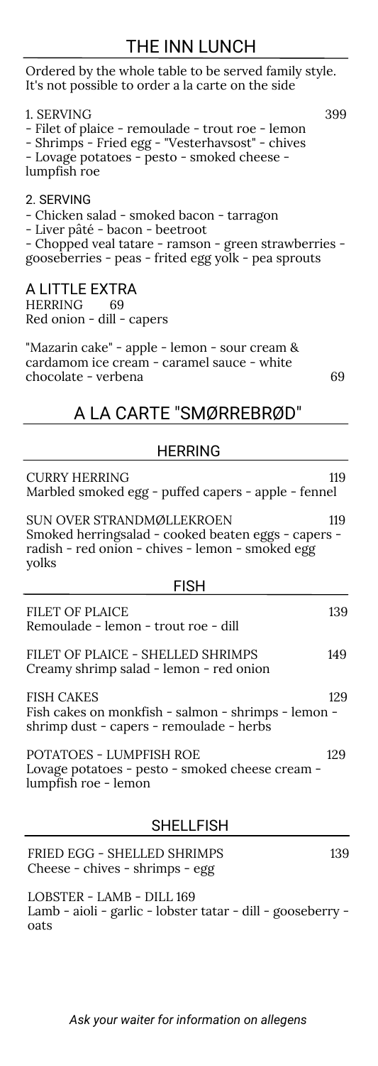## THE INN LUNCH

Ordered by the whole table to be served family style.
It's not possible to order a la carte on the side

1. SERVING 399

- Filet of plaice - remoulade - trout roe - lemon
- Shrimps - Fried egg - "Vesterhavsost" - chives
- Lovage potatoes - pesto - smoked cheese - lumpfish roe

2. SERVING

- Chicken salad - smoked bacon - tarragon
- Liver pâté - bacon - beetroot
- Chopped veal tatare - ramson - green strawberries - gooseberries - peas - frited egg yolk - pea sprouts

### A LITTLE EXTRA

HERRING 69
Red onion - dill - capers

"Mazarin cake" - apple - lemon - sour cream & cardamom ice cream - caramel sauce - white chocolate - verbena 69

## A LA CARTE "SMØRREBRØD"

### HERRING

CURRY HERRING 119
Marbled smoked egg - puffed capers - apple - fennel

SUN OVER STRANDMØLLEKROEN 119
Smoked herringsalad - cooked beaten eggs - capers - radish - red onion - chives - lemon - smoked egg yolks

### FISH

FILET OF PLAICE 139
Remoulade - lemon - trout roe - dill

FILET OF PLAICE - SHELLED SHRIMPS 149
Creamy shrimp salad - lemon - red onion

FISH CAKES 129
Fish cakes on monkfish - salmon - shrimps - lemon - shrimp dust - capers - remoulade - herbs

POTATOES - LUMPFISH ROE 129
Lovage potatoes - pesto - smoked cheese cream - lumpfish roe - lemon

### SHELLFISH

FRIED EGG - SHELLED SHRIMPS 139
Cheese - chives - shrimps - egg

LOBSTER - LAMB - DILL 169
Lamb - aioli - garlic - lobster tatar - dill - gooseberry - oats

*Ask your waiter for information on allegens*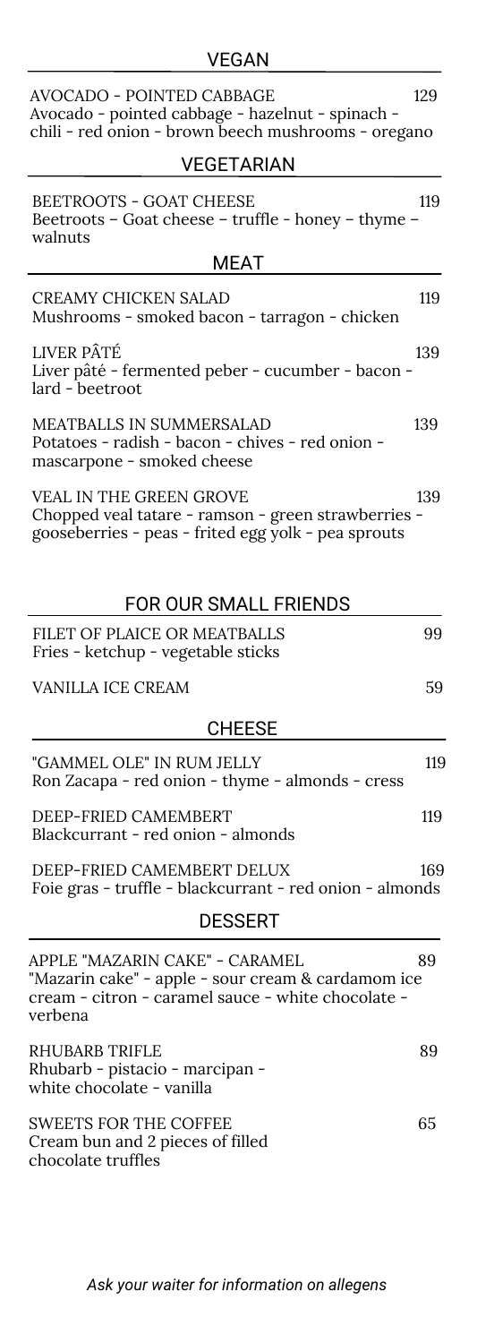## VEGAN

AVOCADO - POINTED CABBAGE 129
Avocado - pointed cabbage - hazelnut - spinach - chili - red onion - brown beech mushrooms - oregano

## VEGETARIAN

BEETROOTS - GOAT CHEESE 119
Beetroots – Goat cheese – truffle - honey – thyme – walnuts

## MEAT

CREAMY CHICKEN SALAD 119
Mushrooms - smoked bacon - tarragon - chicken

LIVER PÂTÉ 139
Liver pâté - fermented peber - cucumber - bacon - lard - beetroot

MEATBALLS IN SUMMERSALAD 139
Potatoes - radish - bacon - chives - red onion - mascarpone - smoked cheese

VEAL IN THE GREEN GROVE 139
Chopped veal tatare - ramson - green strawberries - gooseberries - peas - frited egg yolk - pea sprouts

## FOR OUR SMALL FRIENDS

FILET OF PLAICE OR MEATBALLS 99
Fries - ketchup - vegetable sticks

VANILLA ICE CREAM 59

## CHEESE

"GAMMEL OLE" IN RUM JELLY 119
Ron Zacapa - red onion - thyme - almonds - cress

DEEP-FRIED CAMEMBERT 119
Blackcurrant - red onion - almonds

DEEP-FRIED CAMEMBERT DELUX 169
Foie gras - truffle - blackcurrant - red onion - almonds

## DESSERT

APPLE "MAZARIN CAKE" - CARAMEL 89
"Mazarin cake" - apple - sour cream & cardamom ice cream - citron - caramel sauce - white chocolate - verbena

RHUBARB TRIFLE 89
Rhubarb - pistacio - marcipan - white chocolate - vanilla

SWEETS FOR THE COFFEE 65
Cream bun and 2 pieces of filled chocolate truffles

*Ask your waiter for information on allegens*